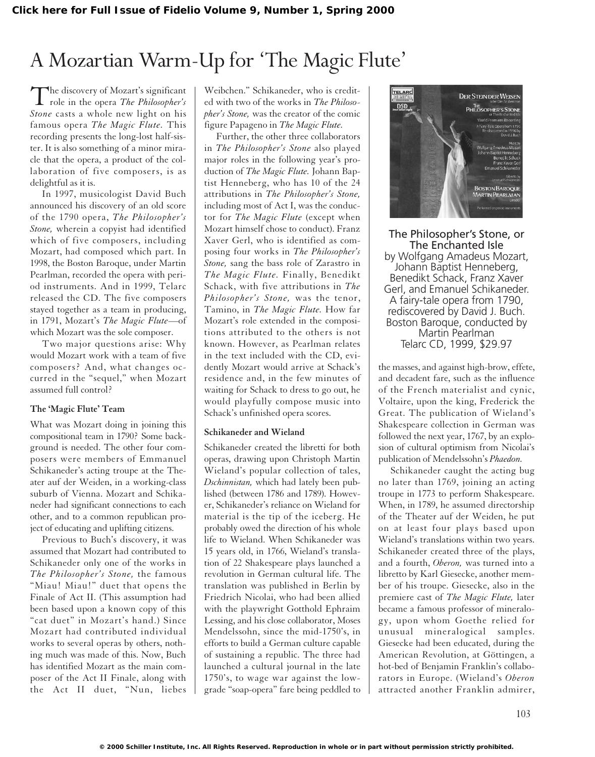# A Mozartian Warm-Up for 'The Magic Flute'

The discovery of Mozart's significant role in the opera *The Philosopher's Stone* casts a whole new light on his famous opera *The Magic Flute.* This recording presents the long-lost half-sister. It is also something of a minor miracle that the opera, a product of the collaboration of five composers, is as delightful as it is.

In 1997, musicologist David Buch announced his discovery of an old score of the 1790 opera, *The Philosopher's Stone,* wherein a copyist had identified which of five composers, including Mozart, had composed which part. In 1998, the Boston Baroque, under Martin Pearlman, recorded the opera with period instruments. And in 1999, Telarc released the CD. The five composers stayed together as a team in producing, in 1791, Mozart's *The Magic Flute*—of which Mozart was the sole composer.

Two major questions arise: Why would Mozart work with a team of five composers? And, what changes occurred in the "sequel," when Mozart assumed full control?

### The 'Magic Flute' Team

What was Mozart doing in joining this compositional team in 1790? Some background is needed. The other four composers were members of Emmanuel Schikaneder's acting troupe at the Theater auf der Weiden, in a working-class suburb of Vienna. Mozart and Schikaneder had significant connections to each other, and to a common republican project of educating and uplifting citizens.

Previous to Buch's discovery, it was assumed that Mozart had contributed to Schikaneder only one of the works in *The Philosopher's Stone,* the famous "Miau! Miau!" duet that opens the Finale of Act II. (This assumption had been based upon a known copy of this "cat duet" in Mozart's hand.) Since Mozart had contributed individual works to several operas by others, nothing much was made of this. Now, Buch has identified Mozart as the main composer of the Act II Finale, along with the Act II duet, "Nun, liebes Weibchen." Schikaneder, who is credited with two of the works in *The Philosopher's Stone,* was the creator of the comic figure Papageno in *The Magic Flute.*

Further, the other three collaborators in *The Philosopher's Stone* also played major roles in the following year's production of *The Magic Flute.* Johann Baptist Henneberg, who has 10 of the 24 attributions in *The Philosopher's Stone,* including most of Act I, was the conductor for *The Magic Flute* (except when Mozart himself chose to conduct). Franz Xaver Gerl, who is identified as composing four works in *The Philosopher's Stone,* sang the bass role of Zarastro in *The Magic Flute.* Finally, Benedikt Schack, with five attributions in *The Philosopher's Stone,* was the tenor, Tamino, in *The Magic Flute.* How far Mozart's role extended in the compositions attributed to the others is not known. However, as Pearlman relates in the text included with the CD, evidently Mozart would arrive at Schack's residence and, in the few minutes of waiting for Schack to dress to go out, he would playfully compose music into Schack's unfinished opera scores.

### Schikaneder and Wieland

Schikaneder created the libretti for both operas, drawing upon Christoph Martin Wieland's popular collection of tales, *Dschinnistan,* which had lately been published (between 1786 and 1789). However, Schikaneder's reliance on Wieland for material is the tip of the iceberg. He probably owed the direction of his whole life to Wieland. When Schikaneder was 15 years old, in 1766, Wieland's translation of 22 Shakespeare plays launched a revolution in German cultural life. The translation was published in Berlin by Friedrich Nicolai, who had been allied with the playwright Gotthold Ephraim Lessing, and his close collaborator, Moses Mendelssohn, since the mid-1750's, in efforts to build a German culture capable of sustaining a republic. The three had launched a cultural journal in the late 1750's, to wage war against the low-grade "soap-opera" fare being peddled to the masses, and against high-brow, effete, and decadent fare, such as the influence of the French materialist and cynic, Voltaire, upon the king, Frederick the Great. The publication of Wieland's Shakespeare collection in German was followed the next year, 1767, by an explosion of cultural optimism from Nicolai's publication of Mendelssohn's *Phaedon.*

Schikaneder caught the acting bug no later than 1769, joining an acting troupe in 1773 to perform Shakespeare. When, in 1789, he assumed directorship of the Theater auf der Weiden, he put on at least four plays based upon Wieland's translations within two years. Schikaneder created three of the plays, and a fourth, *Oberon,* was turned into a libretto by Karl Giesecke, another member of his troupe. Giesecke, also in the premiere cast of *The Magic Flute,* later became a famous professor of mineralogy, upon whom Goethe relied for unusual mineralogical samples. Giesecke had been educated, during the American Revolution, at Göttingen, a hot-bed of Benjamin Franklin's collaborators in Europe. (Wieland's *Oberon* attracted another Franklin admirer,

The Philosopher's Stone, or The Enchanted Isle
by Wolfgang Amadeus Mozart, Johann Baptist Henneberg, Benedikt Schack, Franz Xaver Gerl, and Emanuel Schikaneder.
A fairy-tale opera from 1790, rediscovered by David J. Buch.
Boston Baroque, conducted by Martin Pearlman
Telarc CD, 1999, $29.97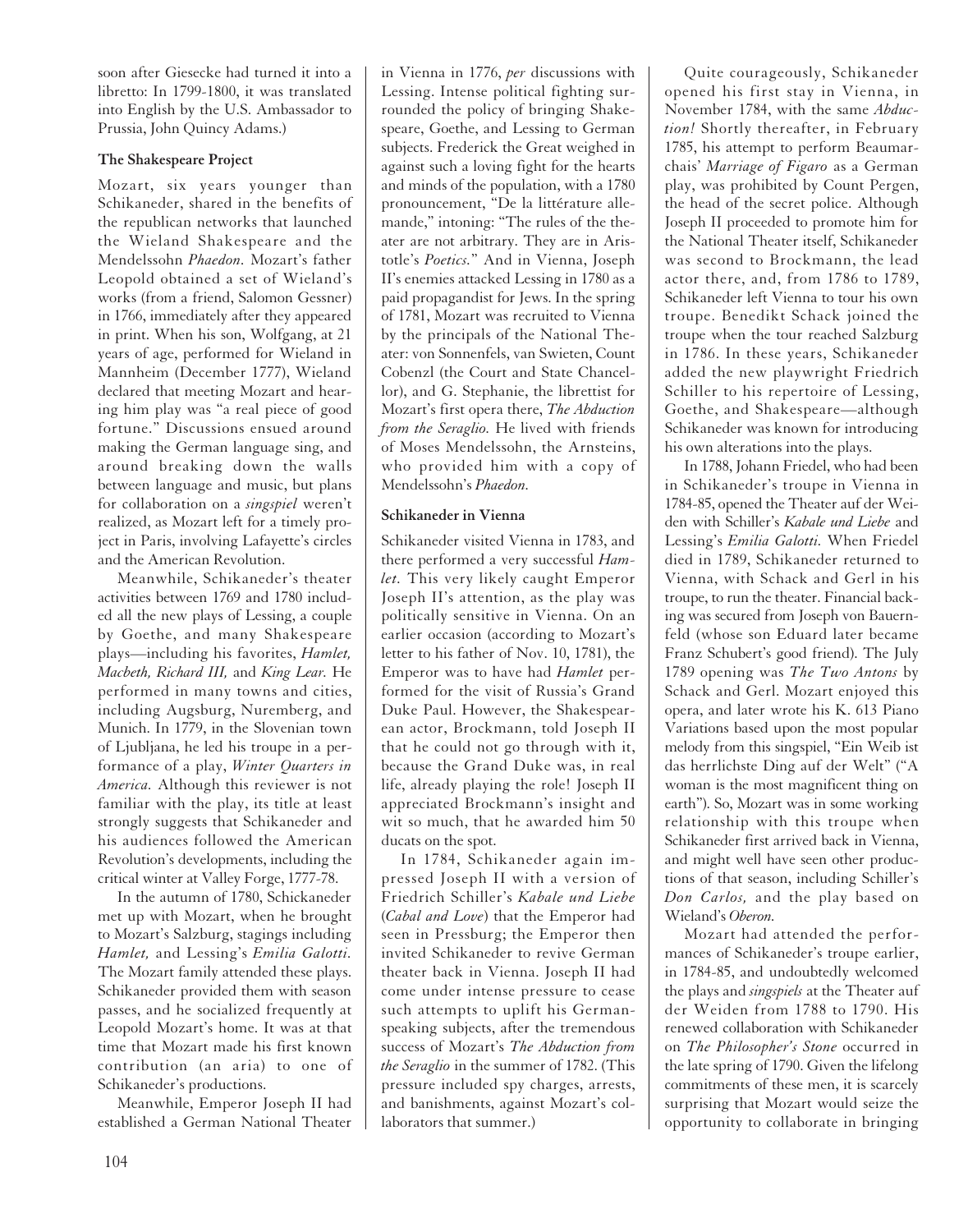soon after Giesecke had turned it into a libretto: In 1799-1800, it was translated into English by the U.S. Ambassador to Prussia, John Quincy Adams.)

**The Shakespeare Project**

Mozart, six years younger than Schikaneder, shared in the benefits of the republican networks that launched the Wieland Shakespeare and the Mendelssohn *Phaedon.* Mozart's father Leopold obtained a set of Wieland's works (from a friend, Salomon Gessner) in 1766, immediately after they appeared in print. When his son, Wolfgang, at 21 years of age, performed for Wieland in Mannheim (December 1777), Wieland declared that meeting Mozart and hearing him play was "a real piece of good fortune." Discussions ensued around making the German language sing, and around breaking down the walls between language and music, but plans for collaboration on a *singspiel* weren't realized, as Mozart left for a timely project in Paris, involving Lafayette's circles and the American Revolution.

Meanwhile, Schikaneder's theater activities between 1769 and 1780 included all the new plays of Lessing, a couple by Goethe, and many Shakespeare plays—including his favorites, *Hamlet, Macbeth, Richard III,* and *King Lear.* He performed in many towns and cities, including Augsburg, Nuremberg, and Munich. In 1779, in the Slovenian town of Ljubljana, he led his troupe in a performance of a play, *Winter Quarters in America.* Although this reviewer is not familiar with the play, its title at least strongly suggests that Schikaneder and his audiences followed the American Revolution's developments, including the critical winter at Valley Forge, 1777-78.

In the autumn of 1780, Schickaneder met up with Mozart, when he brought to Mozart's Salzburg, stagings including *Hamlet,* and Lessing's *Emilia Galotti.* The Mozart family attended these plays. Schikaneder provided them with season passes, and he socialized frequently at Leopold Mozart's home. It was at that time that Mozart made his first known contribution (an aria) to one of Schikaneder's productions.

Meanwhile, Emperor Joseph II had established a German National Theater in Vienna in 1776, *per* discussions with Lessing. Intense political fighting surrounded the policy of bringing Shakespeare, Goethe, and Lessing to German subjects. Frederick the Great weighed in against such a loving fight for the hearts and minds of the population, with a 1780 pronouncement, "De la littérature allemande," intoning: "The rules of the theater are not arbitrary. They are in Aristotle's *Poetics.*" And in Vienna, Joseph II's enemies attacked Lessing in 1780 as a paid propagandist for Jews. In the spring of 1781, Mozart was recruited to Vienna by the principals of the National Theater: von Sonnenfels, van Swieten, Count Cobenzl (the Court and State Chancellor), and G. Stephanie, the librettist for Mozart's first opera there, *The Abduction from the Seraglio.* He lived with friends of Moses Mendelssohn, the Arnsteins, who provided him with a copy of Mendelssohn's *Phaedon.*

**Schikaneder in Vienna**

Schikaneder visited Vienna in 1783, and there performed a very successful *Hamlet.* This very likely caught Emperor Joseph II's attention, as the play was politically sensitive in Vienna. On an earlier occasion (according to Mozart's letter to his father of Nov. 10, 1781), the Emperor was to have had *Hamlet* performed for the visit of Russia's Grand Duke Paul. However, the Shakespearean actor, Brockmann, told Joseph II that he could not go through with it, because the Grand Duke was, in real life, already playing the role! Joseph II appreciated Brockmann's insight and wit so much, that he awarded him 50 ducats on the spot.

In 1784, Schikaneder again impressed Joseph II with a version of Friedrich Schiller's *Kabale und Liebe* (*Cabal and Love*) that the Emperor had seen in Pressburg; the Emperor then invited Schikaneder to revive German theater back in Vienna. Joseph II had come under intense pressure to cease such attempts to uplift his German-speaking subjects, after the tremendous success of Mozart's *The Abduction from the Seraglio* in the summer of 1782. (This pressure included spy charges, arrests, and banishments, against Mozart's collaborators that summer.)

Quite courageously, Schikaneder opened his first stay in Vienna, in November 1784, with the same *Abduction!* Shortly thereafter, in February 1785, his attempt to perform Beaumarchais' *Marriage of Figaro* as a German play, was prohibited by Count Pergen, the head of the secret police. Although Joseph II proceeded to promote him for the National Theater itself, Schikaneder was second to Brockmann, the lead actor there, and, from 1786 to 1789, Schikaneder left Vienna to tour his own troupe. Benedikt Schack joined the troupe when the tour reached Salzburg in 1786. In these years, Schikaneder added the new playwright Friedrich Schiller to his repertoire of Lessing, Goethe, and Shakespeare—although Schikaneder was known for introducing his own alterations into the plays.

In 1788, Johann Friedel, who had been in Schikaneder's troupe in Vienna in 1784-85, opened the Theater auf der Weiden with Schiller's *Kabale und Liebe* and Lessing's *Emilia Galotti.* When Friedel died in 1789, Schikaneder returned to Vienna, with Schack and Gerl in his troupe, to run the theater. Financial backing was secured from Joseph von Bauernfeld (whose son Eduard later became Franz Schubert's good friend). The July 1789 opening was *The Two Antons* by Schack and Gerl. Mozart enjoyed this opera, and later wrote his K. 613 Piano Variations based upon the most popular melody from this singspiel, "Ein Weib ist das herrlichste Ding auf der Welt" ("A woman is the most magnificent thing on earth"). So, Mozart was in some working relationship with this troupe when Schikaneder first arrived back in Vienna, and might well have seen other productions of that season, including Schiller's *Don Carlos,* and the play based on Wieland's *Oberon.*

Mozart had attended the performances of Schikaneder's troupe earlier, in 1784-85, and undoubtedly welcomed the plays and *singspiels* at the Theater auf der Weiden from 1788 to 1790. His renewed collaboration with Schikaneder on *The Philosopher's Stone* occurred in the late spring of 1790. Given the lifelong commitments of these men, it is scarcely surprising that Mozart would seize the opportunity to collaborate in bringing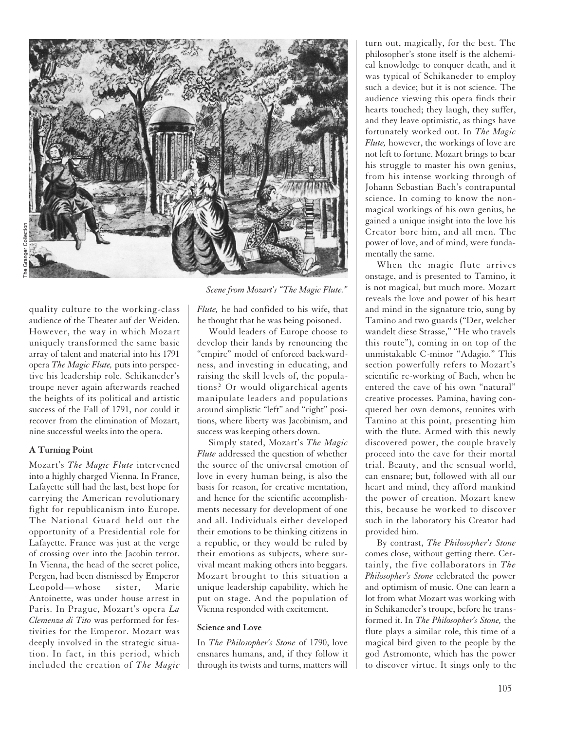quality culture to the working-class audience of the Theater auf der Weiden. However, the way in which Mozart uniquely transformed the same basic array of talent and material into his 1791 opera *The Magic Flute,* puts into perspective his leadership role. Schikaneder's troupe never again afterwards reached the heights of its political and artistic success of the Fall of 1791, nor could it recover from the elimination of Mozart, nine successful weeks into the opera.

*Scene from Mozart's "The Magic Flute."*

### A Turning Point

Mozart's *The Magic Flute* intervened into a highly charged Vienna. In France, Lafayette still had the last, best hope for carrying the American revolutionary fight for republicanism into Europe. The National Guard held out the opportunity of a Presidential role for Lafayette. France was just at the verge of crossing over into the Jacobin terror. In Vienna, the head of the secret police, Pergen, had been dismissed by Emperor Leopold—whose sister, Marie Antoinette, was under house arrest in Paris. In Prague, Mozart's opera *La Clemenza di Tito* was performed for festivities for the Emperor. Mozart was deeply involved in the strategic situation. In fact, in this period, which included the creation of *The Magic Flute,* he had confided to his wife, that he thought that he was being poisoned.

Would leaders of Europe choose to develop their lands by renouncing the "empire" model of enforced backwardness, and investing in educating, and raising the skill levels of, the populations? Or would oligarchical agents manipulate leaders and populations around simplistic "left" and "right" positions, where liberty was Jacobinism, and success was keeping others down.

Simply stated, Mozart's *The Magic Flute* addressed the question of whether the source of the universal emotion of love in every human being, is also the basis for reason, for creative mentation, and hence for the scientific accomplishments necessary for development of one and all. Individuals either developed their emotions to be thinking citizens in a republic, or they would be ruled by their emotions as subjects, where survival meant making others into beggars. Mozart brought to this situation a unique leadership capability, which he put on stage. And the population of Vienna responded with excitement.

### Science and Love

In *The Philosopher's Stone* of 1790, love ensnares humans, and, if they follow it through its twists and turns, matters will turn out, magically, for the best. The philosopher's stone itself is the alchemical knowledge to conquer death, and it was typical of Schikaneder to employ such a device; but it is not science. The audience viewing this opera finds their hearts touched; they laugh, they suffer, and they leave optimistic, as things have fortunately worked out. In *The Magic Flute,* however, the workings of love are not left to fortune. Mozart brings to bear his struggle to master his own genius, from his intense working through of Johann Sebastian Bach's contrapuntal science. In coming to know the non-magical workings of his own genius, he gained a unique insight into the love his Creator bore him, and all men. The power of love, and of mind, were fundamentally the same.

When the magic flute arrives onstage, and is presented to Tamino, it is not magical, but much more. Mozart reveals the love and power of his heart and mind in the signature trio, sung by Tamino and two guards ("Der, welcher wandelt diese Strasse," "He who travels this route"), coming in on top of the unmistakable C-minor "Adagio." This section powerfully refers to Mozart's scientific re-working of Bach, when he entered the cave of his own "natural" creative processes. Pamina, having conquered her own demons, reunites with Tamino at this point, presenting him with the flute. Armed with this newly discovered power, the couple bravely proceed into the cave for their mortal trial. Beauty, and the sensual world, can ensnare; but, followed with all our heart and mind, they afford mankind the power of creation. Mozart knew this, because he worked to discover such in the laboratory his Creator had provided him.

By contrast, *The Philosopher's Stone* comes close, without getting there. Certainly, the five collaborators in *The Philosopher's Stone* celebrated the power and optimism of music. One can learn a lot from what Mozart was working with in Schikaneder's troupe, before he transformed it. In *The Philosopher's Stone,* the flute plays a similar role, this time of a magical bird given to the people by the god Astromonte, which has the power to discover virtue. It sings only to the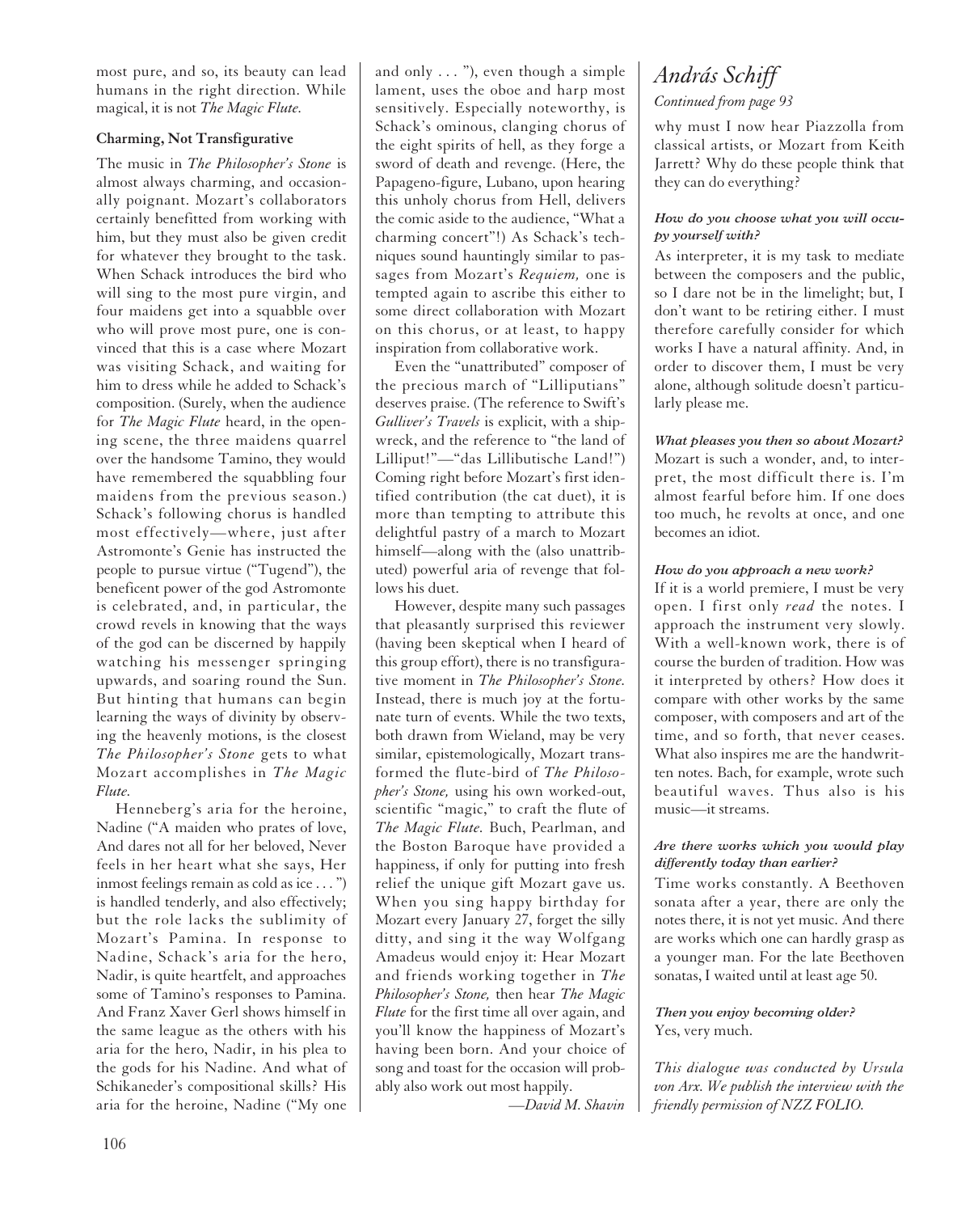most pure, and so, its beauty can lead humans in the right direction. While magical, it is not *The Magic Flute*.

**Charming, Not Transfigurative**

The music in *The Philosopher's Stone* is almost always charming, and occasionally poignant. Mozart's collaborators certainly benefitted from working with him, but they must also be given credit for whatever they brought to the task. When Schack introduces the bird who will sing to the most pure virgin, and four maidens get into a squabble over who will prove most pure, one is convinced that this is a case where Mozart was visiting Schack, and waiting for him to dress while he added to Schack's composition. (Surely, when the audience for *The Magic Flute* heard, in the opening scene, the three maidens quarrel over the handsome Tamino, they would have remembered the squabbling four maidens from the previous season.) Schack's following chorus is handled most effectively—where, just after Astromonte's Genie has instructed the people to pursue virtue ("Tugend"), the beneficent power of the god Astromonte is celebrated, and, in particular, the crowd revels in knowing that the ways of the god can be discerned by happily watching his messenger springing upwards, and soaring round the Sun. But hinting that humans can begin learning the ways of divinity by observing the heavenly motions, is the closest *The Philosopher's Stone* gets to what Mozart accomplishes in *The Magic Flute*.

Henneberg's aria for the heroine, Nadine ("A maiden who prates of love, And dares not all for her beloved, Never feels in her heart what she says, Her inmost feelings remain as cold as ice . . . ") is handled tenderly, and also effectively; but the role lacks the sublimity of Mozart's Pamina. In response to Nadine, Schack's aria for the hero, Nadir, is quite heartfelt, and approaches some of Tamino's responses to Pamina. And Franz Xaver Gerl shows himself in the same league as the others with his aria for the hero, Nadir, in his plea to the gods for his Nadine. And what of Schikaneder's compositional skills? His aria for the heroine, Nadine ("My one and only . . . "), even though a simple lament, uses the oboe and harp most sensitively. Especially noteworthy, is Schack's ominous, clanging chorus of the eight spirits of hell, as they forge a sword of death and revenge. (Here, the Papageno-figure, Lubano, upon hearing this unholy chorus from Hell, delivers the comic aside to the audience, "What a charming concert"!) As Schack's techniques sound hauntingly similar to passages from Mozart's *Requiem,* one is tempted again to ascribe this either to some direct collaboration with Mozart on this chorus, or at least, to happy inspiration from collaborative work.

Even the "unattributed" composer of the precious march of "Lilliputians" deserves praise. (The reference to Swift's *Gulliver's Travels* is explicit, with a shipwreck, and the reference to "the land of Lilliput!"—"das Lillibutische Land!") Coming right before Mozart's first identified contribution (the cat duet), it is more than tempting to attribute this delightful pastry of a march to Mozart himself—along with the (also unattributed) powerful aria of revenge that follows his duet.

However, despite many such passages that pleasantly surprised this reviewer (having been skeptical when I heard of this group effort), there is no transfigurative moment in *The Philosopher's Stone.* Instead, there is much joy at the fortunate turn of events. While the two texts, both drawn from Wieland, may be very similar, epistemologically, Mozart transformed the flute-bird of *The Philosopher's Stone,* using his own worked-out, scientific "magic," to craft the flute of *The Magic Flute.* Buch, Pearlman, and the Boston Baroque have provided a happiness, if only for putting into fresh relief the unique gift Mozart gave us. When you sing happy birthday for Mozart every January 27, forget the silly ditty, and sing it the way Wolfgang Amadeus would enjoy it: Hear Mozart and friends working together in *The Philosopher's Stone,* then hear *The Magic Flute* for the first time all over again, and you'll know the happiness of Mozart's having been born. And your choice of song and toast for the occasion will probably also work out most happily.

—*David M. Shavin*

# *András Schiff*

*Continued from page 93*

why must I now hear Piazzolla from classical artists, or Mozart from Keith Jarrett? Why do these people think that they can do everything?

***How do you choose what you will occupy yourself with?***

As interpreter, it is my task to mediate between the composers and the public, so I dare not be in the limelight; but, I don't want to be retiring either. I must therefore carefully consider for which works I have a natural affinity. And, in order to discover them, I must be very alone, although solitude doesn't particularly please me.

***What pleases you then so about Mozart?***

Mozart is such a wonder, and, to interpret, the most difficult there is. I'm almost fearful before him. If one does too much, he revolts at once, and one becomes an idiot.

***How do you approach a new work?***

If it is a world premiere, I must be very open. I first only *read* the notes. I approach the instrument very slowly. With a well-known work, there is of course the burden of tradition. How was it interpreted by others? How does it compare with other works by the same composer, with composers and art of the time, and so forth, that never ceases. What also inspires me are the handwritten notes. Bach, for example, wrote such beautiful waves. Thus also is his music—it streams.

***Are there works which you would play differently today than earlier?***

Time works constantly. A Beethoven sonata after a year, there are only the notes there, it is not yet music. And there are works which one can hardly grasp as a younger man. For the late Beethoven sonatas, I waited until at least age 50.

***Then you enjoy becoming older?***

Yes, very much.

*This dialogue was conducted by Ursula von Arx. We publish the interview with the friendly permission of NZZ FOLIO.*